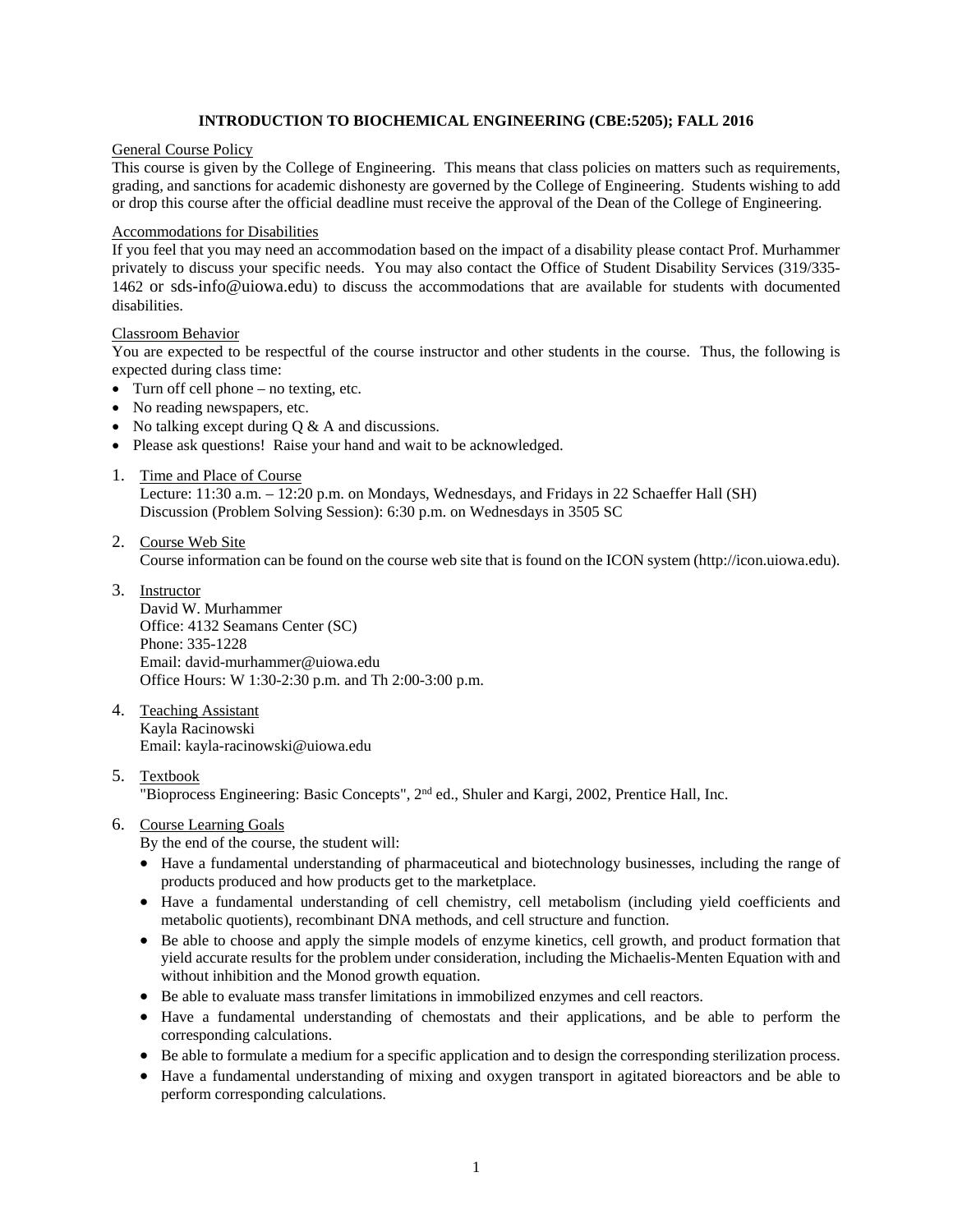# INTRODUCTION TO BIOCHEMICAL ENGINEERING (CBE:5205); FALL 2016

## General Course Policy

This course is given by the College of Engineering. This means that class policies on matters such as requirements, grading, and sanctions for academic dishonesty are governed by the College of Engineering. Students wishing to add or drop this course after the official deadline must receive the approval of the Dean of the College of Engineering.

## Accommodations for Disabilities

If you feel that you may need an accommodation based on the impact of a disability please contact Prof. Murhammer privately to discuss your specific needs. You may also contact the Office of Student Disability Services (319/335-1462 or sds-info@uiowa.edu) to discuss the accommodations that are available for students with documented disabilities.

## Classroom Behavior

You are expected to be respectful of the course instructor and other students in the course. Thus, the following is expected during class time:

- Turn off cell phone – no texting, etc.
- No reading newspapers, etc.
- No talking except during Q & A and discussions.
- Please ask questions! Raise your hand and wait to be acknowledged.

1. Time and Place of Course
   Lecture: 11:30 a.m. – 12:20 p.m. on Mondays, Wednesdays, and Fridays in 22 Schaeffer Hall (SH)
   Discussion (Problem Solving Session): 6:30 p.m. on Wednesdays in 3505 SC

2. Course Web Site
   Course information can be found on the course web site that is found on the ICON system (http://icon.uiowa.edu).

3. Instructor
   David W. Murhammer
   Office: 4132 Seamans Center (SC)
   Phone: 335-1228
   Email: david-murhammer@uiowa.edu
   Office Hours: W 1:30-2:30 p.m. and Th 2:00-3:00 p.m.

4. Teaching Assistant
   Kayla Racinowski
   Email: kayla-racinowski@uiowa.edu

5. Textbook
   "Bioprocess Engineering: Basic Concepts", 2nd ed., Shuler and Kargi, 2002, Prentice Hall, Inc.

6. Course Learning Goals
   By the end of the course, the student will:
   - Have a fundamental understanding of pharmaceutical and biotechnology businesses, including the range of products produced and how products get to the marketplace.
   - Have a fundamental understanding of cell chemistry, cell metabolism (including yield coefficients and metabolic quotients), recombinant DNA methods, and cell structure and function.
   - Be able to choose and apply the simple models of enzyme kinetics, cell growth, and product formation that yield accurate results for the problem under consideration, including the Michaelis-Menten Equation with and without inhibition and the Monod growth equation.
   - Be able to evaluate mass transfer limitations in immobilized enzymes and cell reactors.
   - Have a fundamental understanding of chemostats and their applications, and be able to perform the corresponding calculations.
   - Be able to formulate a medium for a specific application and to design the corresponding sterilization process.
   - Have a fundamental understanding of mixing and oxygen transport in agitated bioreactors and be able to perform corresponding calculations.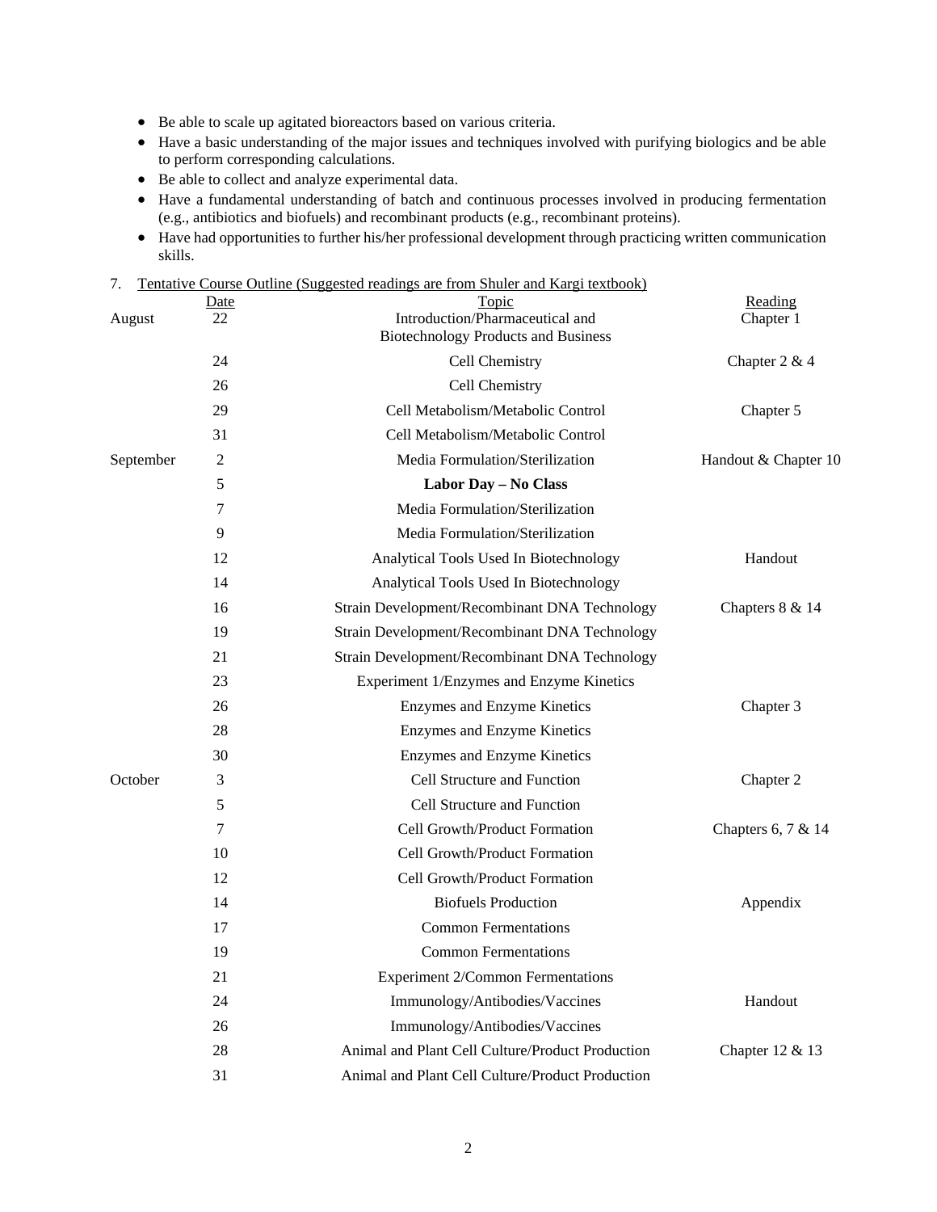- Be able to scale up agitated bioreactors based on various criteria.
- Have a basic understanding of the major issues and techniques involved with purifying biologics and be able to perform corresponding calculations.
- Be able to collect and analyze experimental data.
- Have a fundamental understanding of batch and continuous processes involved in producing fermentation (e.g., antibiotics and biofuels) and recombinant products (e.g., recombinant proteins).
- Have had opportunities to further his/her professional development through practicing written communication skills.

7. Tentative Course Outline (Suggested readings are from Shuler and Kargi textbook)

| | Date | Topic | Reading |
|---|---|---|---|
| August | 22 | Introduction/Pharmaceutical and Biotechnology Products and Business | Chapter 1 |
| | 24 | Cell Chemistry | Chapter 2 & 4 |
| | 26 | Cell Chemistry | |
| | 29 | Cell Metabolism/Metabolic Control | Chapter 5 |
| | 31 | Cell Metabolism/Metabolic Control | |
| September | 2 | Media Formulation/Sterilization | Handout & Chapter 10 |
| | 5 | **Labor Day – No Class** | |
| | 7 | Media Formulation/Sterilization | |
| | 9 | Media Formulation/Sterilization | |
| | 12 | Analytical Tools Used In Biotechnology | Handout |
| | 14 | Analytical Tools Used In Biotechnology | |
| | 16 | Strain Development/Recombinant DNA Technology | Chapters 8 & 14 |
| | 19 | Strain Development/Recombinant DNA Technology | |
| | 21 | Strain Development/Recombinant DNA Technology | |
| | 23 | Experiment 1/Enzymes and Enzyme Kinetics | |
| | 26 | Enzymes and Enzyme Kinetics | Chapter 3 |
| | 28 | Enzymes and Enzyme Kinetics | |
| | 30 | Enzymes and Enzyme Kinetics | |
| October | 3 | Cell Structure and Function | Chapter 2 |
| | 5 | Cell Structure and Function | |
| | 7 | Cell Growth/Product Formation | Chapters 6, 7 & 14 |
| | 10 | Cell Growth/Product Formation | |
| | 12 | Cell Growth/Product Formation | |
| | 14 | Biofuels Production | Appendix |
| | 17 | Common Fermentations | |
| | 19 | Common Fermentations | |
| | 21 | Experiment 2/Common Fermentations | |
| | 24 | Immunology/Antibodies/Vaccines | Handout |
| | 26 | Immunology/Antibodies/Vaccines | |
| | 28 | Animal and Plant Cell Culture/Product Production | Chapter 12 & 13 |
| | 31 | Animal and Plant Cell Culture/Product Production | |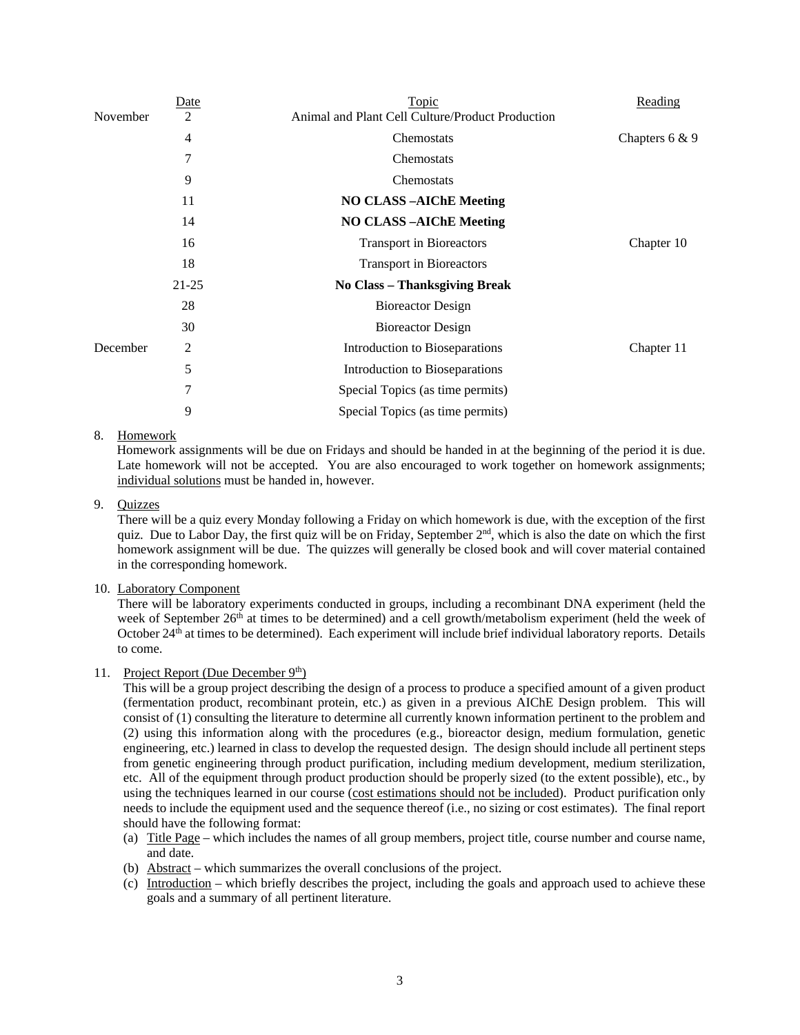| | Date | Topic | Reading |
|---|---|---|---|
| November | 2 | Animal and Plant Cell Culture/Product Production | |
| | 4 | Chemostats | Chapters 6 & 9 |
| | 7 | Chemostats | |
| | 9 | Chemostats | |
| | 11 | **NO CLASS –AIChE Meeting** | |
| | 14 | **NO CLASS –AIChE Meeting** | |
| | 16 | Transport in Bioreactors | Chapter 10 |
| | 18 | Transport in Bioreactors | |
| | 21-25 | **No Class – Thanksgiving Break** | |
| | 28 | Bioreactor Design | |
| | 30 | Bioreactor Design | |
| December | 2 | Introduction to Bioseparations | Chapter 11 |
| | 5 | Introduction to Bioseparations | |
| | 7 | Special Topics (as time permits) | |
| | 9 | Special Topics (as time permits) | |

8. Homework

   Homework assignments will be due on Fridays and should be handed in at the beginning of the period it is due. Late homework will not be accepted. You are also encouraged to work together on homework assignments; individual solutions must be handed in, however.

9. Quizzes

   There will be a quiz every Monday following a Friday on which homework is due, with the exception of the first quiz. Due to Labor Day, the first quiz will be on Friday, September 2nd, which is also the date on which the first homework assignment will be due. The quizzes will generally be closed book and will cover material contained in the corresponding homework.

10. Laboratory Component

    There will be laboratory experiments conducted in groups, including a recombinant DNA experiment (held the week of September 26th at times to be determined) and a cell growth/metabolism experiment (held the week of October 24th at times to be determined). Each experiment will include brief individual laboratory reports. Details to come.

11. Project Report (Due December 9th)

    This will be a group project describing the design of a process to produce a specified amount of a given product (fermentation product, recombinant protein, etc.) as given in a previous AIChE Design problem. This will consist of (1) consulting the literature to determine all currently known information pertinent to the problem and (2) using this information along with the procedures (e.g., bioreactor design, medium formulation, genetic engineering, etc.) learned in class to develop the requested design. The design should include all pertinent steps from genetic engineering through product purification, including medium development, medium sterilization, etc. All of the equipment through product production should be properly sized (to the extent possible), etc., by using the techniques learned in our course (cost estimations should not be included). Product purification only needs to include the equipment used and the sequence thereof (i.e., no sizing or cost estimates). The final report should have the following format:

    (a) Title Page – which includes the names of all group members, project title, course number and course name, and date.
    (b) Abstract – which summarizes the overall conclusions of the project.
    (c) Introduction – which briefly describes the project, including the goals and approach used to achieve these goals and a summary of all pertinent literature.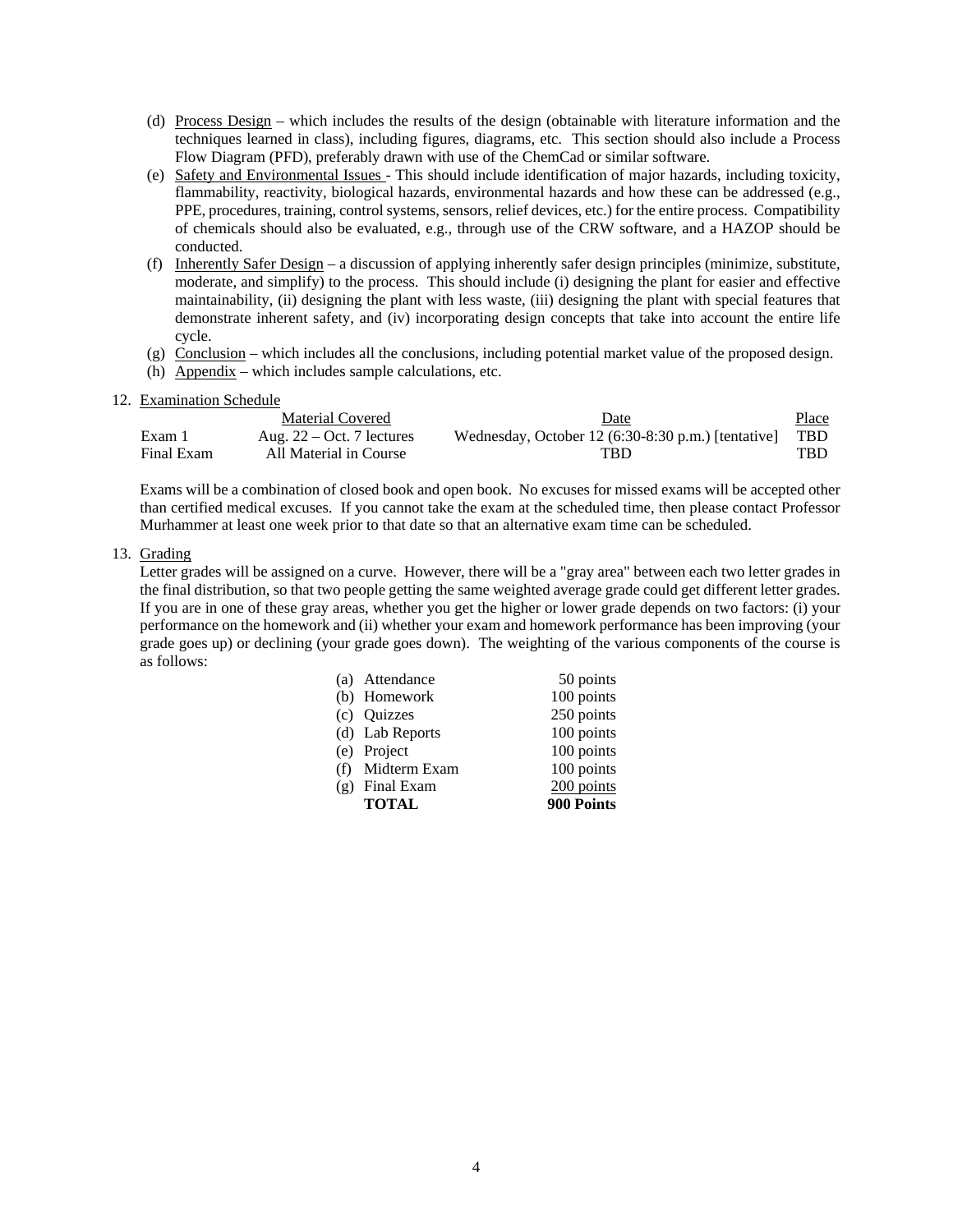(d) Process Design – which includes the results of the design (obtainable with literature information and the techniques learned in class), including figures, diagrams, etc. This section should also include a Process Flow Diagram (PFD), preferably drawn with use of the ChemCad or similar software.

(e) Safety and Environmental Issues - This should include identification of major hazards, including toxicity, flammability, reactivity, biological hazards, environmental hazards and how these can be addressed (e.g., PPE, procedures, training, control systems, sensors, relief devices, etc.) for the entire process. Compatibility of chemicals should also be evaluated, e.g., through use of the CRW software, and a HAZOP should be conducted.

(f) Inherently Safer Design – a discussion of applying inherently safer design principles (minimize, substitute, moderate, and simplify) to the process. This should include (i) designing the plant for easier and effective maintainability, (ii) designing the plant with less waste, (iii) designing the plant with special features that demonstrate inherent safety, and (iv) incorporating design concepts that take into account the entire life cycle.

(g) Conclusion – which includes all the conclusions, including potential market value of the proposed design.

(h) Appendix – which includes sample calculations, etc.

12. Examination Schedule

| | Material Covered | Date | Place |
|---|---|---|---|
| Exam 1 | Aug. 22 – Oct. 7 lectures | Wednesday, October 12 (6:30-8:30 p.m.) [tentative] | TBD |
| Final Exam | All Material in Course | TBD | TBD |

Exams will be a combination of closed book and open book. No excuses for missed exams will be accepted other than certified medical excuses. If you cannot take the exam at the scheduled time, then please contact Professor Murhammer at least one week prior to that date so that an alternative exam time can be scheduled.

13. Grading

Letter grades will be assigned on a curve. However, there will be a "gray area" between each two letter grades in the final distribution, so that two people getting the same weighted average grade could get different letter grades. If you are in one of these gray areas, whether you get the higher or lower grade depends on two factors: (i) your performance on the homework and (ii) whether your exam and homework performance has been improving (your grade goes up) or declining (your grade goes down). The weighting of the various components of the course is as follows:

| | |
|---|---|
| (a) Attendance | 50 points |
| (b) Homework | 100 points |
| (c) Quizzes | 250 points |
| (d) Lab Reports | 100 points |
| (e) Project | 100 points |
| (f) Midterm Exam | 100 points |
| (g) Final Exam | 200 points |
| **TOTAL** | **900 Points** |